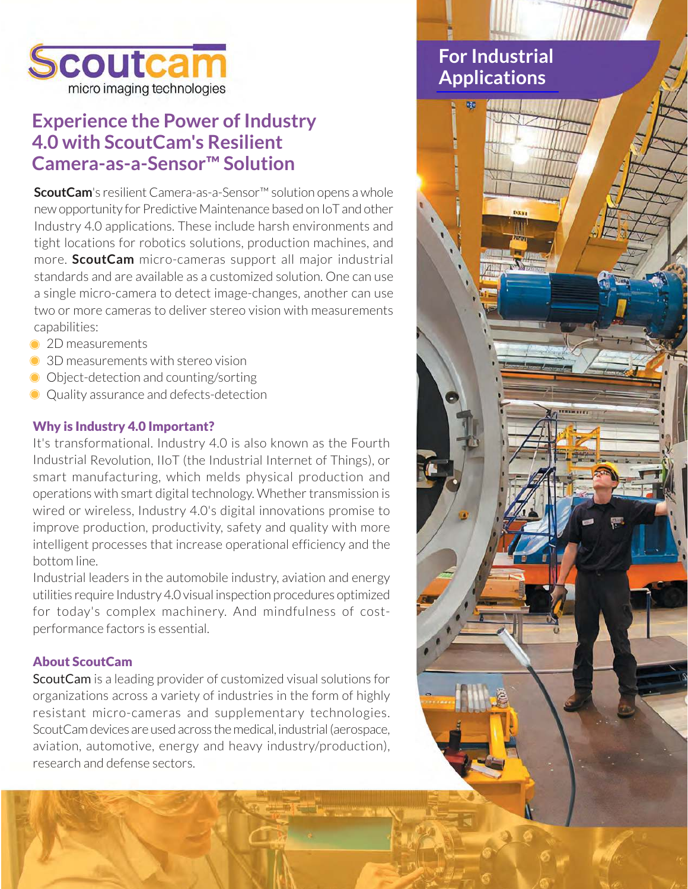Scoutcam
micro imaging technologies

For Industrial Applications

# Experience the Power of Industry 4.0 with ScoutCam's Resilient Camera-as-a-Sensor™ Solution

**ScoutCam**'s resilient Camera-as-a-Sensor™ solution opens a whole new opportunity for Predictive Maintenance based on IoT and other Industry 4.0 applications. These include harsh environments and tight locations for robotics solutions, production machines, and more. **ScoutCam** micro-cameras support all major industrial standards and are available as a customized solution. One can use a single micro-camera to detect image-changes, another can use two or more cameras to deliver stereo vision with measurements capabilities:

- 2D measurements
- 3D measurements with stereo vision
- Object-detection and counting/sorting
- Quality assurance and defects-detection

## Why is Industry 4.0 Important?

It's transformational. Industry 4.0 is also known as the Fourth Industrial Revolution, IIoT (the Industrial Internet of Things), or smart manufacturing, which melds physical production and operations with smart digital technology. Whether transmission is wired or wireless, Industry 4.0's digital innovations promise to improve production, productivity, safety and quality with more intelligent processes that increase operational efficiency and the bottom line.

Industrial leaders in the automobile industry, aviation and energy utilities require Industry 4.0 visual inspection procedures optimized for today's complex machinery. And mindfulness of cost-performance factors is essential.

## About ScoutCam

ScoutCam is a leading provider of customized visual solutions for organizations across a variety of industries in the form of highly resistant micro-cameras and supplementary technologies. ScoutCam devices are used across the medical, industrial (aerospace, aviation, automotive, energy and heavy industry/production), research and defense sectors.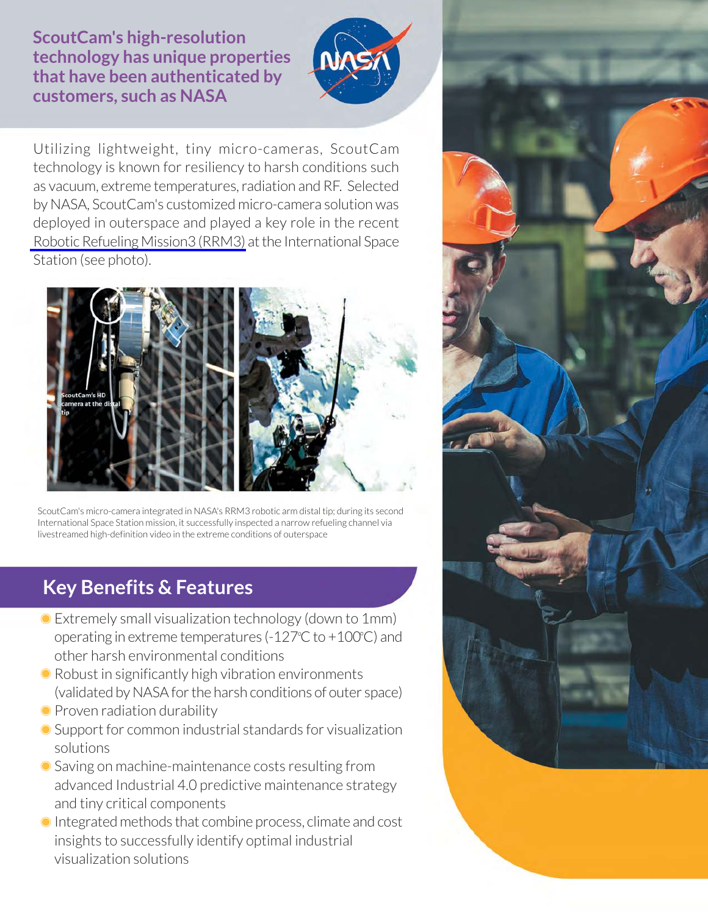## ScoutCam's high-resolution technology has unique properties that have been authenticated by customers, such as NASA

Utilizing lightweight, tiny micro-cameras, ScoutCam technology is known for resiliency to harsh conditions such as vacuum, extreme temperatures, radiation and RF. Selected by NASA, ScoutCam's customized micro-camera solution was deployed in outerspace and played a key role in the recent Robotic Refueling Mission3 (RRM3) at the International Space Station (see photo).

ScoutCam's HD camera at the distal tip

ScoutCam's micro-camera integrated in NASA's RRM3 robotic arm distal tip; during its second International Space Station mission, it successfully inspected a narrow refueling channel via livestreamed high-definition video in the extreme conditions of outerspace

## Key Benefits & Features

- Extremely small visualization technology (down to 1mm) operating in extreme temperatures (-127°C to +100°C) and other harsh environmental conditions
- Robust in significantly high vibration environments (validated by NASA for the harsh conditions of outer space)
- Proven radiation durability
- Support for common industrial standards for visualization solutions
- Saving on machine-maintenance costs resulting from advanced Industrial 4.0 predictive maintenance strategy and tiny critical components
- Integrated methods that combine process, climate and cost insights to successfully identify optimal industrial visualization solutions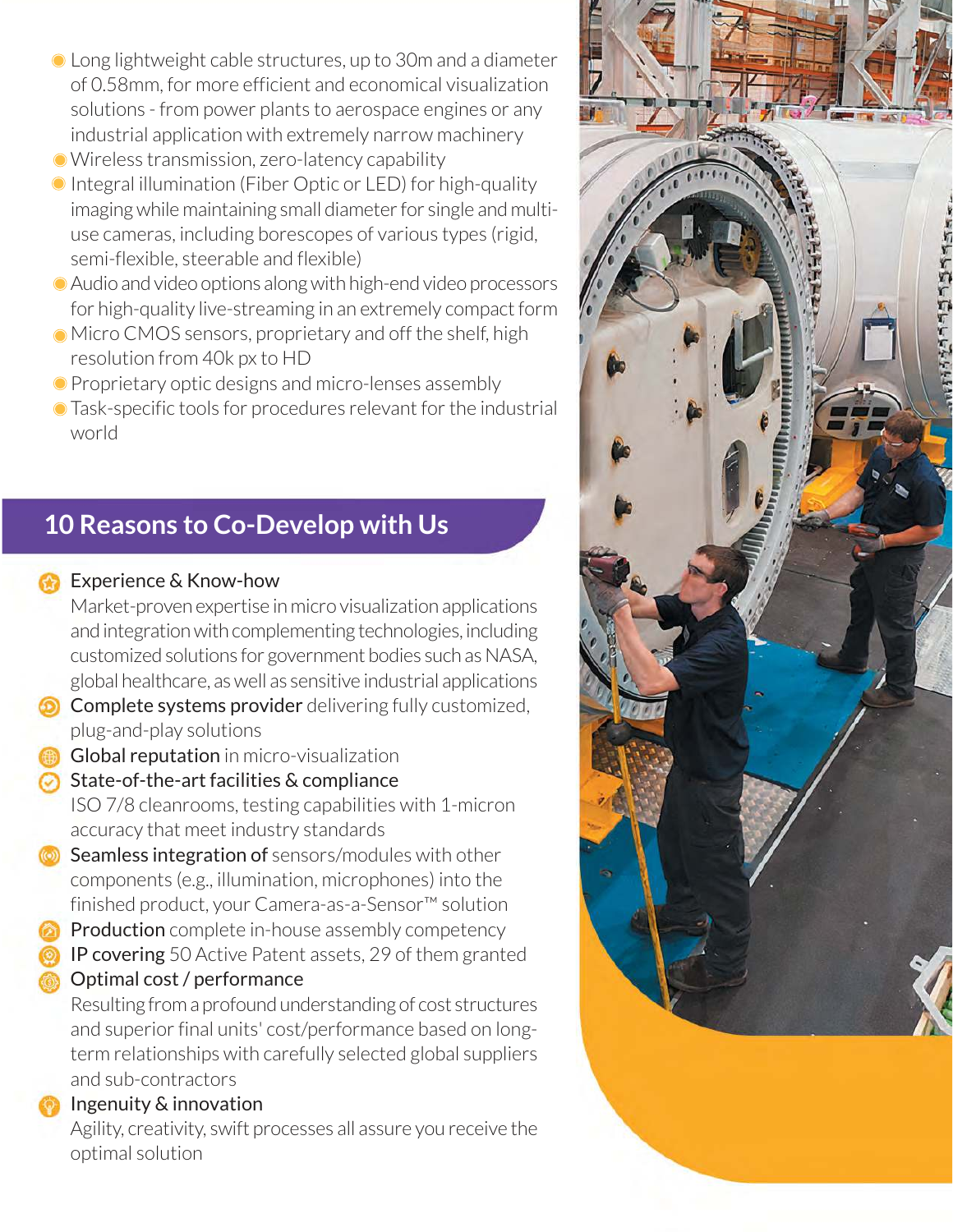- Long lightweight cable structures, up to 30m and a diameter of 0.58mm, for more efficient and economical visualization solutions - from power plants to aerospace engines or any industrial application with extremely narrow machinery
- Wireless transmission, zero-latency capability
- Integral illumination (Fiber Optic or LED) for high-quality imaging while maintaining small diameter for single and multi-use cameras, including borescopes of various types (rigid, semi-flexible, steerable and flexible)
- Audio and video options along with high-end video processors for high-quality live-streaming in an extremely compact form
- Micro CMOS sensors, proprietary and off the shelf, high resolution from 40k px to HD
- Proprietary optic designs and micro-lenses assembly
- Task-specific tools for procedures relevant for the industrial world

## 10 Reasons to Co-Develop with Us

- **Experience & Know-how**
  Market-proven expertise in micro visualization applications and integration with complementing technologies, including customized solutions for government bodies such as NASA, global healthcare, as well as sensitive industrial applications
- **Complete systems provider** delivering fully customized, plug-and-play solutions
- **Global reputation** in micro-visualization
- **State-of-the-art facilities & compliance**
  ISO 7/8 cleanrooms, testing capabilities with 1-micron accuracy that meet industry standards
- **Seamless integration of** sensors/modules with other components (e.g., illumination, microphones) into the finished product, your Camera-as-a-Sensor™ solution
- **Production** complete in-house assembly competency
- **IP covering** 50 Active Patent assets, 29 of them granted
- **Optimal cost / performance**
  Resulting from a profound understanding of cost structures and superior final units' cost/performance based on long-term relationships with carefully selected global suppliers and sub-contractors
- **Ingenuity & innovation**
  Agility, creativity, swift processes all assure you receive the optimal solution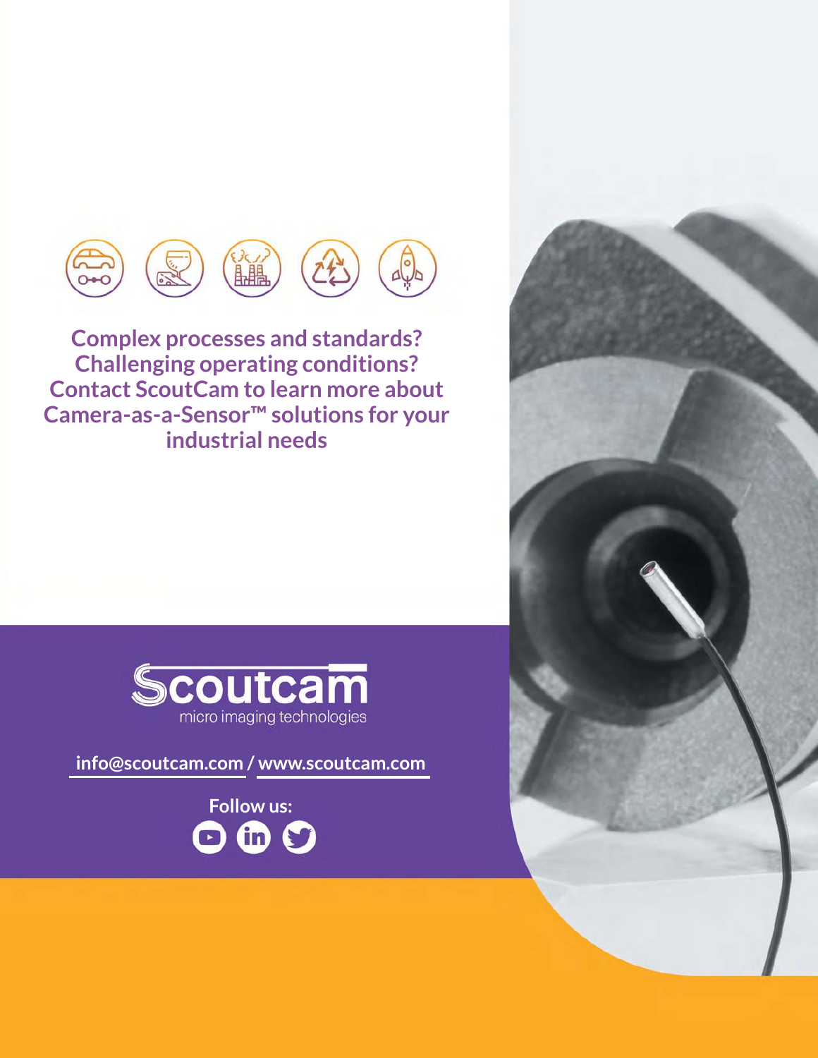**Complex processes and standards?
Challenging operating conditions?
Contact ScoutCam to learn more about
Camera-as-a-Sensor™ solutions for your
industrial needs**

Scoutcam
micro imaging technologies

info@scoutcam.com / www.scoutcam.com

Follow us: